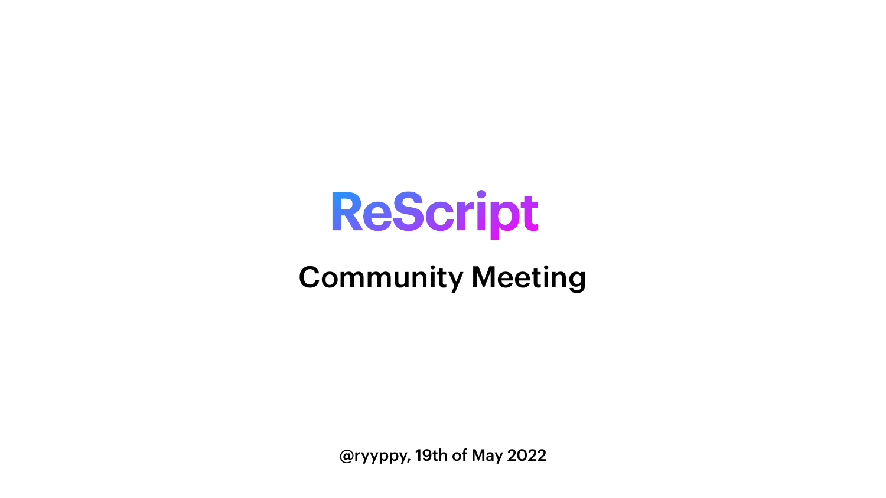# ReScript

## Community Meeting

@ryyppy, 19th of May 2022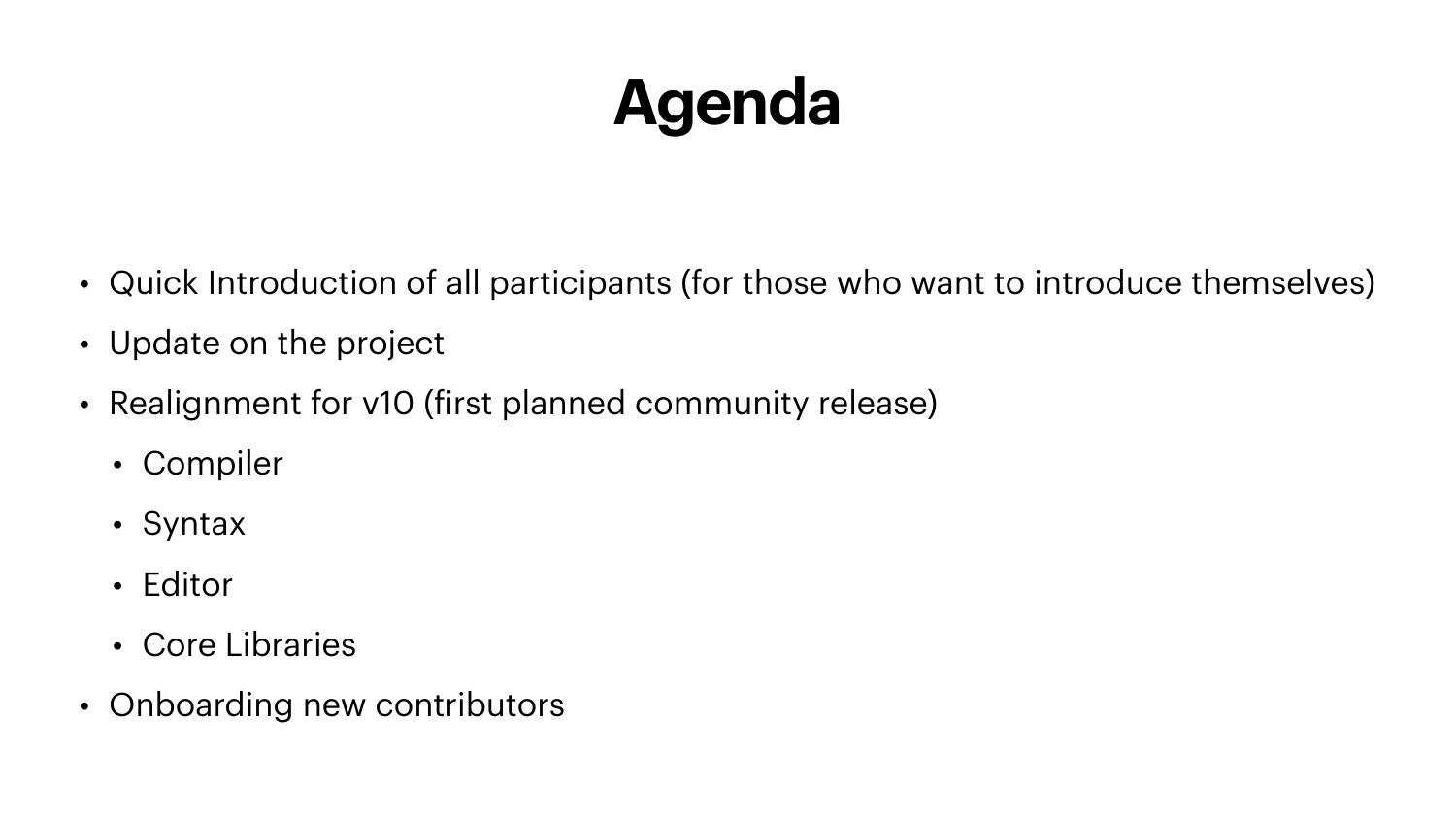# Agenda

- Quick Introduction of all participants (for those who want to introduce themselves)
- Update on the project
- Realignment for v10 (first planned community release)
  - Compiler
  - Syntax
  - Editor
  - Core Libraries
- Onboarding new contributors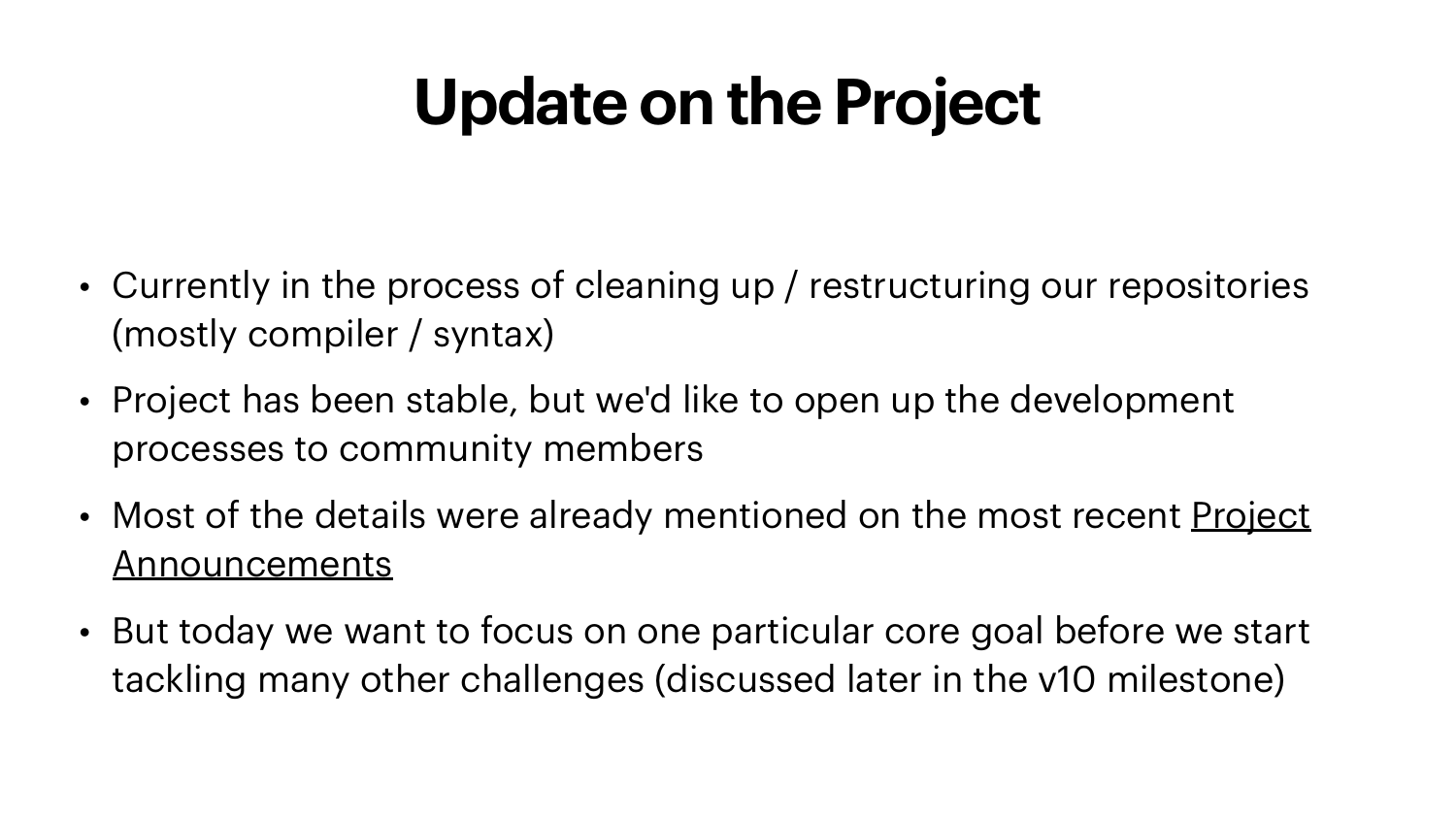# Update on the Project

- Currently in the process of cleaning up / restructuring our repositories (mostly compiler / syntax)
- Project has been stable, but we'd like to open up the development processes to community members
- Most of the details were already mentioned on the most recent Project Announcements
- But today we want to focus on one particular core goal before we start tackling many other challenges (discussed later in the v10 milestone)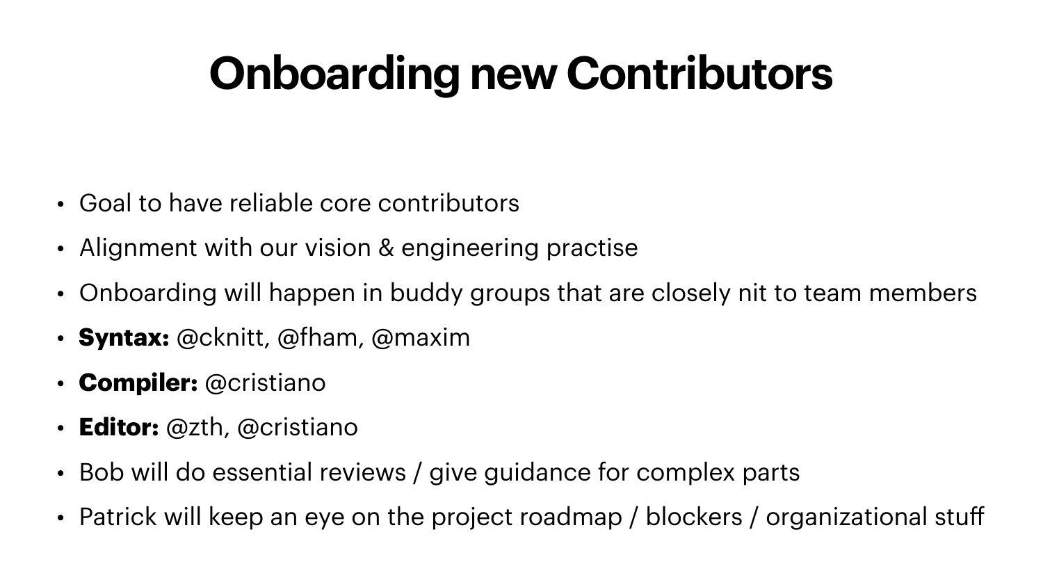# Onboarding new Contributors

- Goal to have reliable core contributors
- Alignment with our vision & engineering practise
- Onboarding will happen in buddy groups that are closely nit to team members
- **Syntax:** @cknitt, @fham, @maxim
- **Compiler:** @cristiano
- **Editor:** @zth, @cristiano
- Bob will do essential reviews / give guidance for complex parts
- Patrick will keep an eye on the project roadmap / blockers / organizational stuff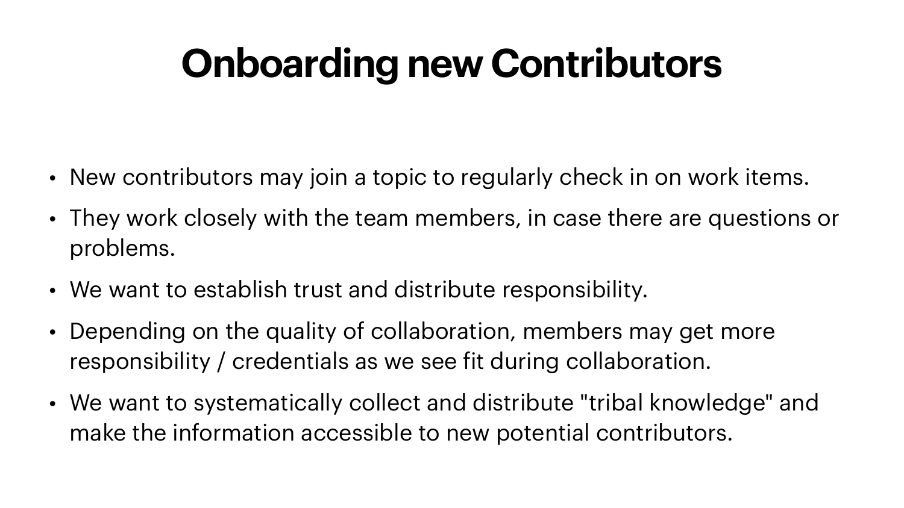# Onboarding new Contributors

- New contributors may join a topic to regularly check in on work items.
- They work closely with the team members, in case there are questions or problems.
- We want to establish trust and distribute responsibility.
- Depending on the quality of collaboration, members may get more responsibility / credentials as we see fit during collaboration.
- We want to systematically collect and distribute "tribal knowledge" and make the information accessible to new potential contributors.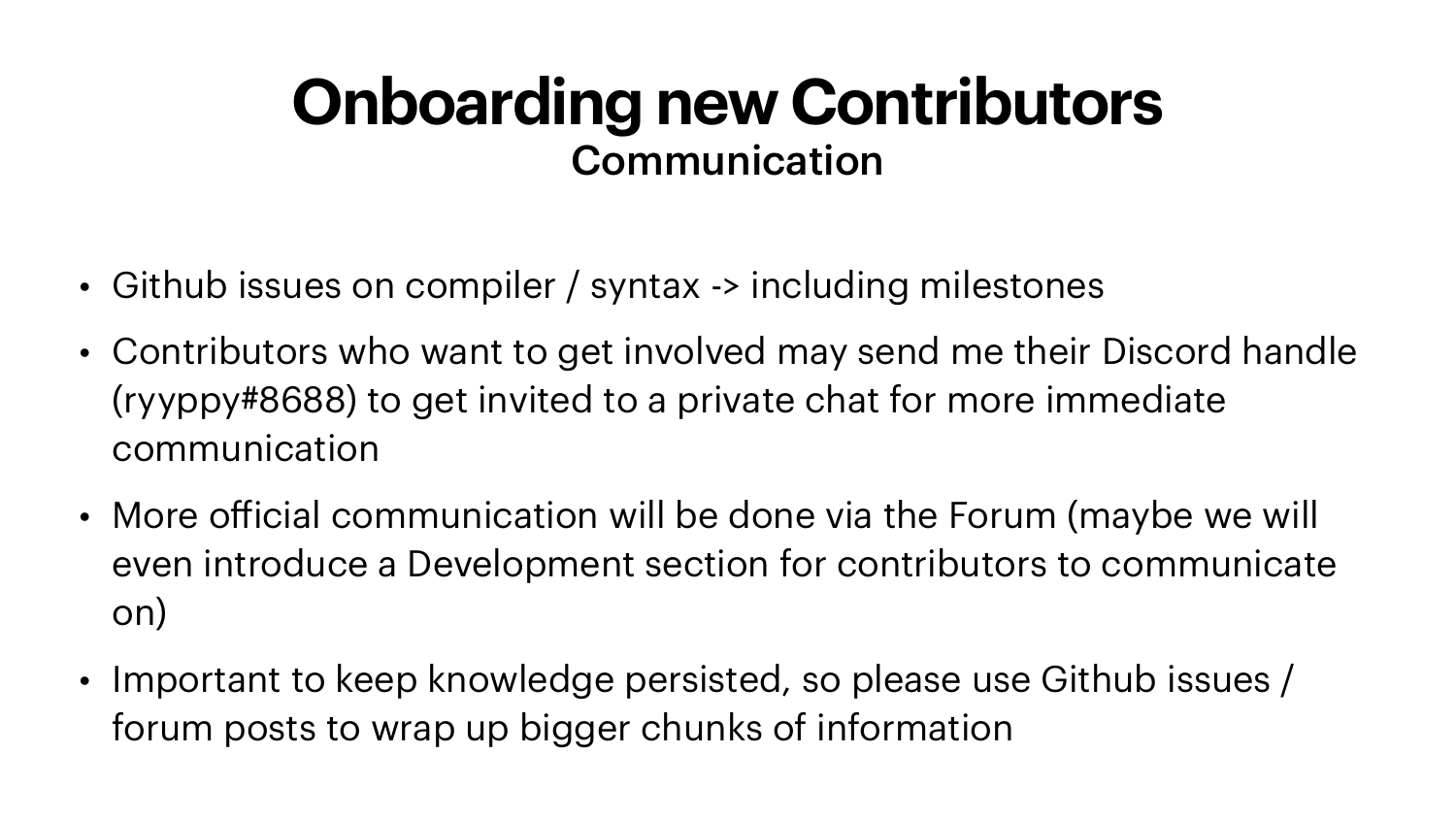# Onboarding new Contributors

## Communication

- Github issues on compiler / syntax -> including milestones
- Contributors who want to get involved may send me their Discord handle (ryyppy#8688) to get invited to a private chat for more immediate communication
- More official communication will be done via the Forum (maybe we will even introduce a Development section for contributors to communicate on)
- Important to keep knowledge persisted, so please use Github issues / forum posts to wrap up bigger chunks of information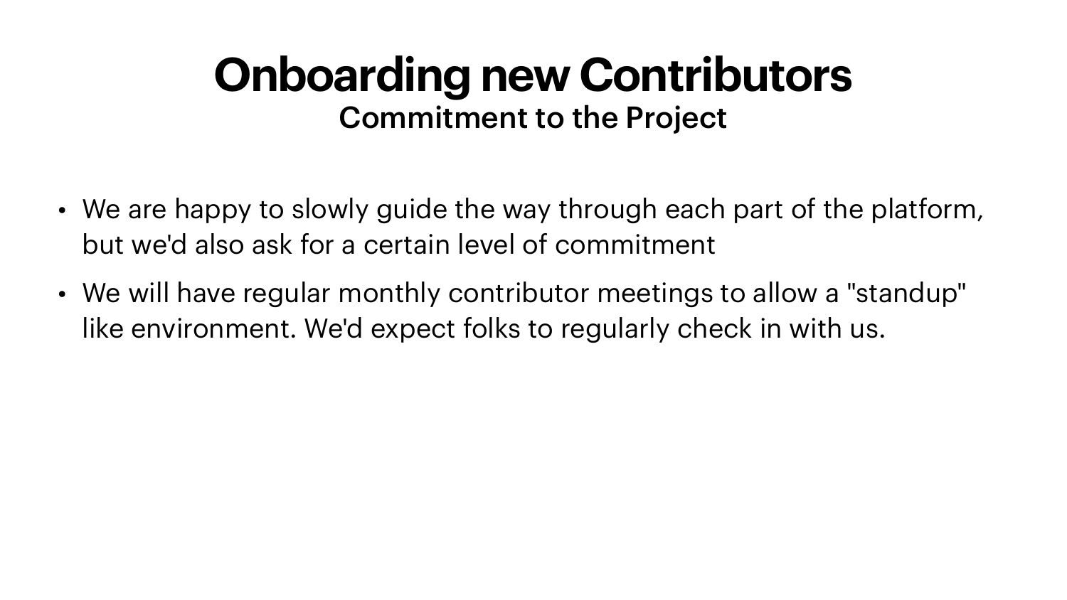# Onboarding new Contributors

## Commitment to the Project

- We are happy to slowly guide the way through each part of the platform, but we'd also ask for a certain level of commitment
- We will have regular monthly contributor meetings to allow a "standup" like environment. We'd expect folks to regularly check in with us.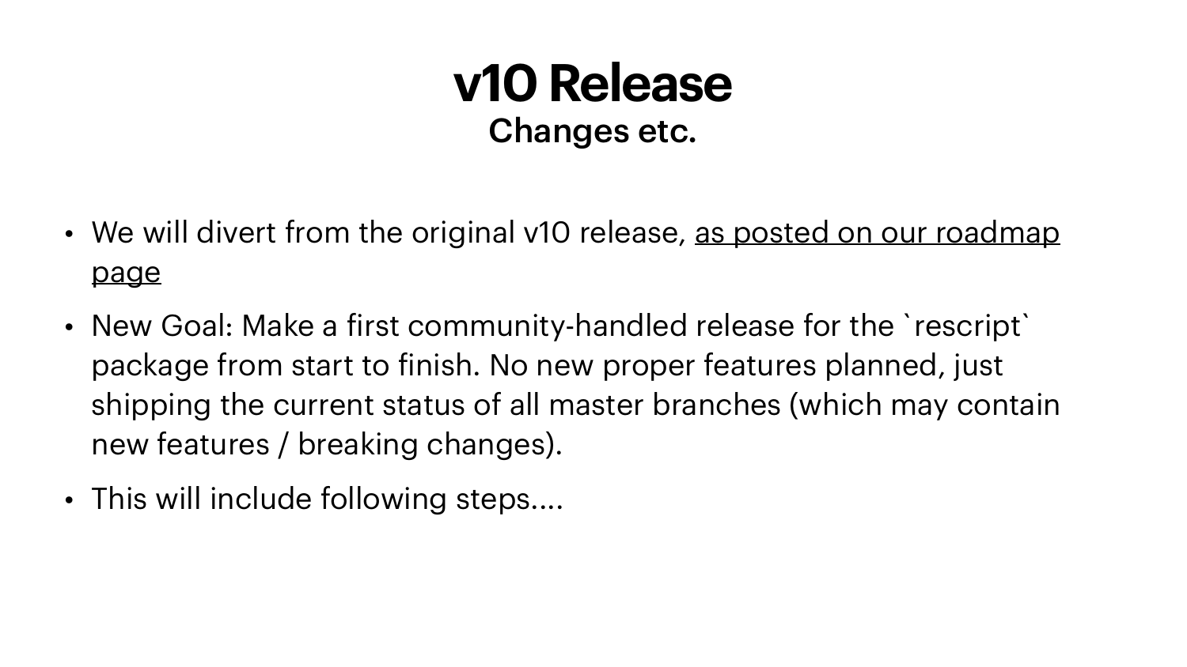# v10 Release

## Changes etc.

- We will divert from the original v10 release, as posted on our roadmap page
- New Goal: Make a first community-handled release for the `rescript` package from start to finish. No new proper features planned, just shipping the current status of all master branches (which may contain new features / breaking changes).
- This will include following steps….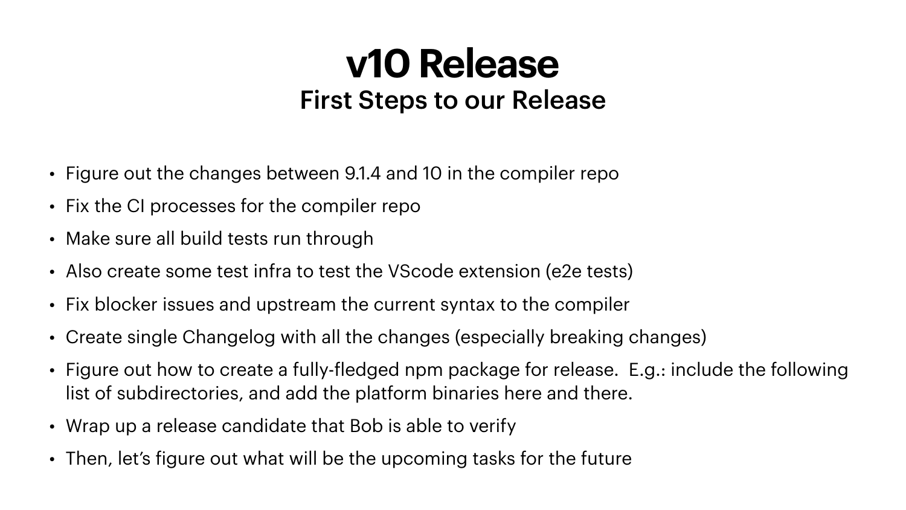# v10 Release

## First Steps to our Release

- Figure out the changes between 9.1.4 and 10 in the compiler repo
- Fix the CI processes for the compiler repo
- Make sure all build tests run through
- Also create some test infra to test the VScode extension (e2e tests)
- Fix blocker issues and upstream the current syntax to the compiler
- Create single Changelog with all the changes (especially breaking changes)
- Figure out how to create a fully-fledged npm package for release.  E.g.: include the following list of subdirectories, and add the platform binaries here and there.
- Wrap up a release candidate that Bob is able to verify
- Then, let's figure out what will be the upcoming tasks for the future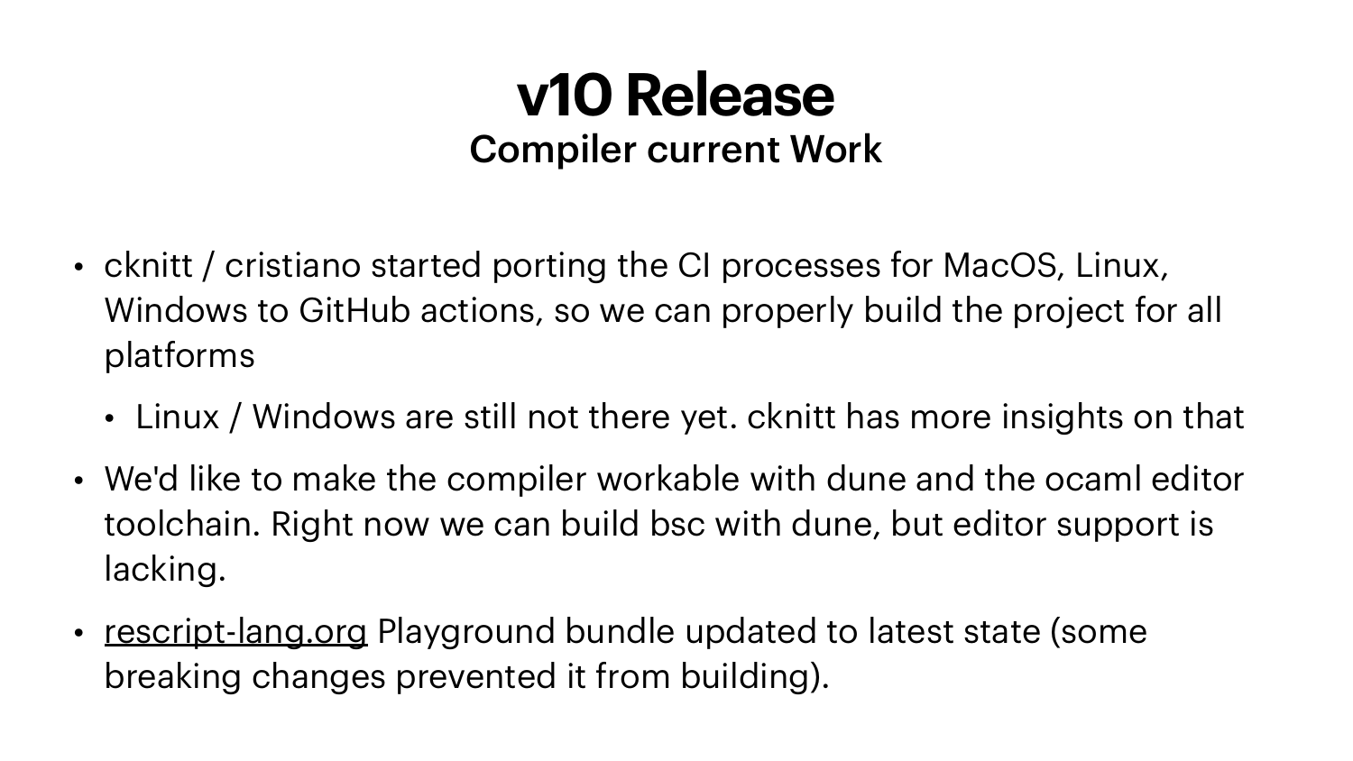# v10 Release

## Compiler current Work

- cknitt / cristiano started porting the CI processes for MacOS, Linux, Windows to GitHub actions, so we can properly build the project for all platforms
  - Linux / Windows are still not there yet. cknitt has more insights on that
- We'd like to make the compiler workable with dune and the ocaml editor toolchain. Right now we can build bsc with dune, but editor support is lacking.
- rescript-lang.org Playground bundle updated to latest state (some breaking changes prevented it from building).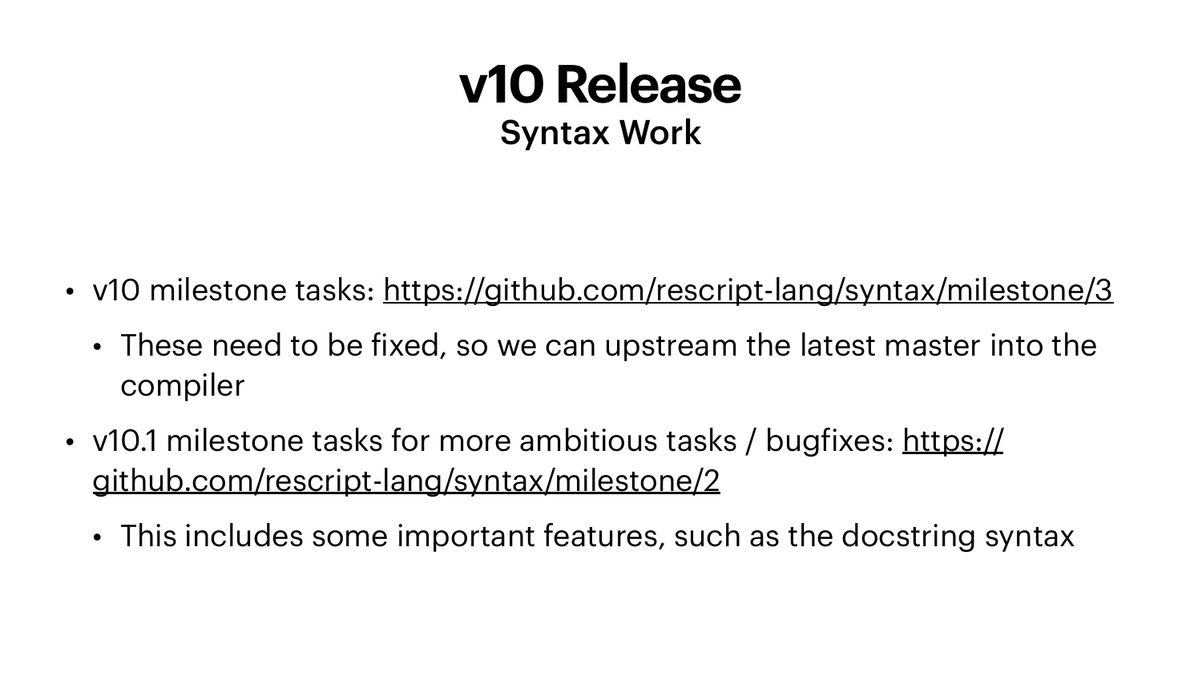# v10 Release

## Syntax Work

- v10 milestone tasks: https://github.com/rescript-lang/syntax/milestone/3
  - These need to be fixed, so we can upstream the latest master into the compiler
- v10.1 milestone tasks for more ambitious tasks / bugfixes: https://github.com/rescript-lang/syntax/milestone/2
  - This includes some important features, such as the docstring syntax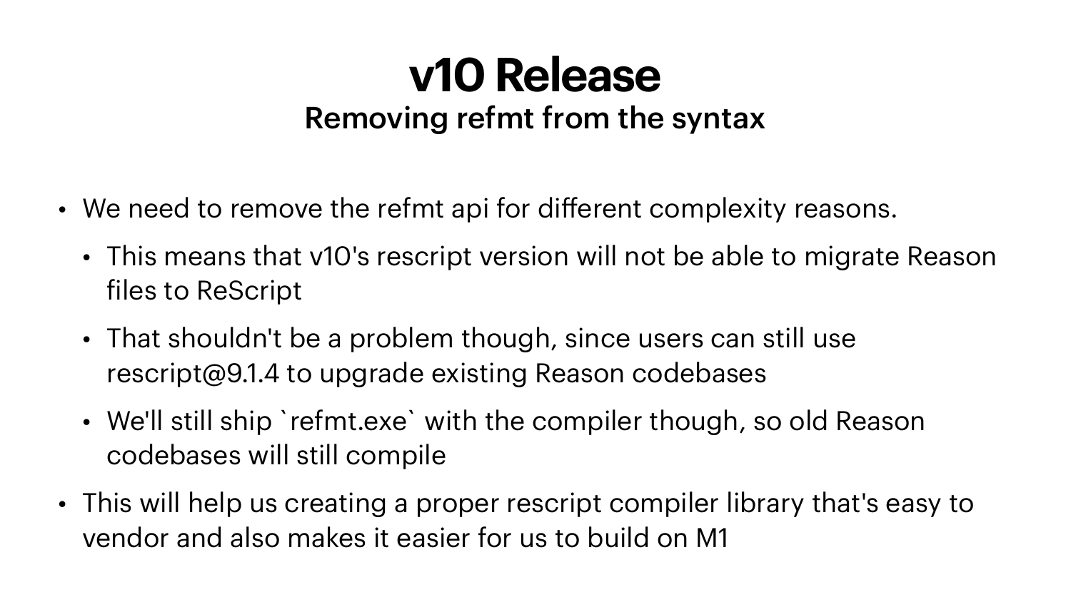# v10 Release

## Removing refmt from the syntax

- We need to remove the refmt api for different complexity reasons.
  - This means that v10's rescript version will not be able to migrate Reason files to ReScript
  - That shouldn't be a problem though, since users can still use rescript@9.1.4 to upgrade existing Reason codebases
  - We'll still ship `refmt.exe` with the compiler though, so old Reason codebases will still compile
- This will help us creating a proper rescript compiler library that's easy to vendor and also makes it easier for us to build on M1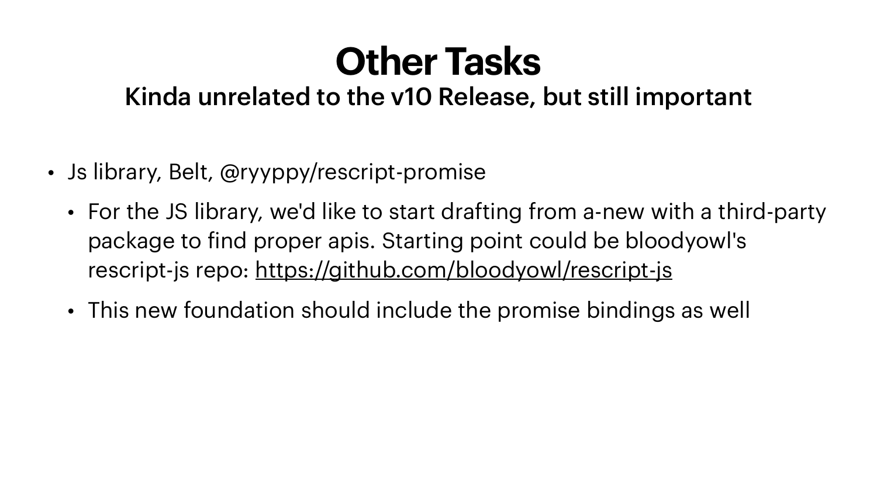# Other Tasks

## Kinda unrelated to the v10 Release, but still important

- Js library, Belt, @ryyppy/rescript-promise
  - For the JS library, we'd like to start drafting from a-new with a third-party package to find proper apis. Starting point could be bloodyowl's rescript-js repo: [https://github.com/bloodyowl/rescript-js](https://github.com/bloodyowl/rescript-js)
  - This new foundation should include the promise bindings as well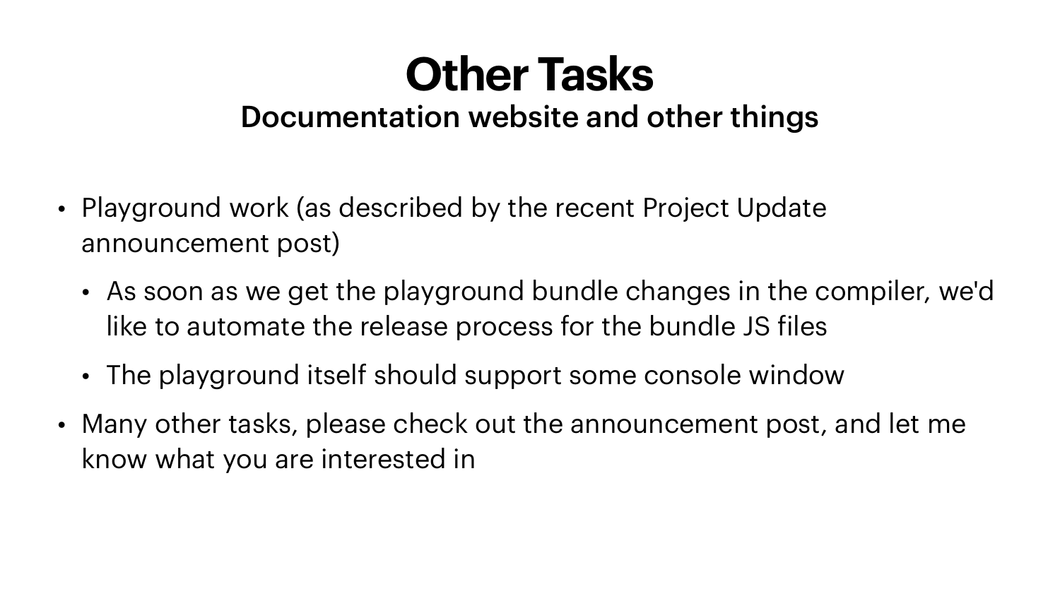# Other Tasks

## Documentation website and other things

- Playground work (as described by the recent Project Update announcement post)
  - As soon as we get the playground bundle changes in the compiler, we'd like to automate the release process for the bundle JS files
  - The playground itself should support some console window
- Many other tasks, please check out the announcement post, and let me know what you are interested in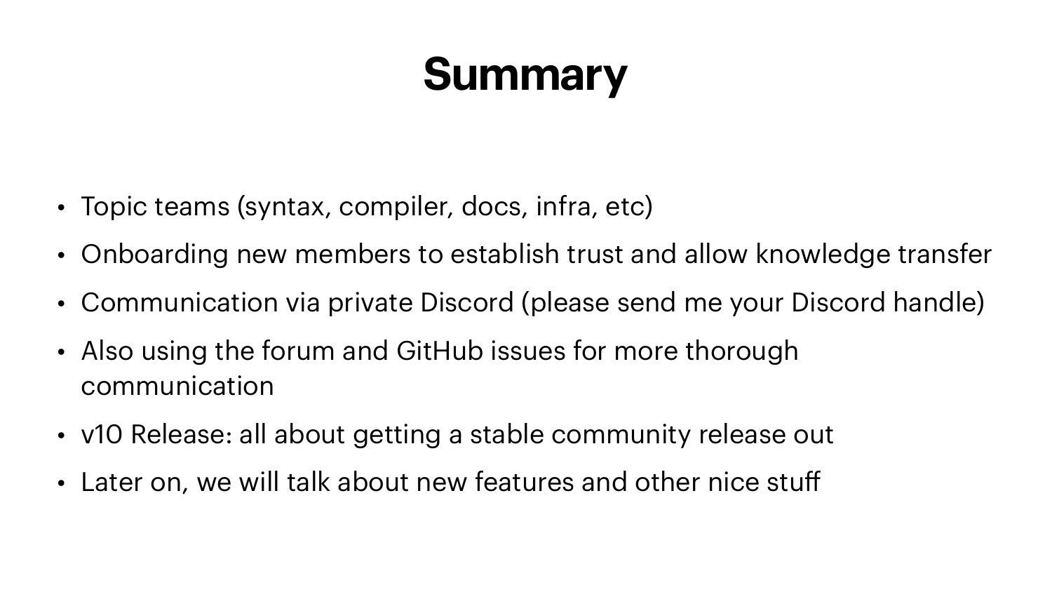# Summary

- Topic teams (syntax, compiler, docs, infra, etc)
- Onboarding new members to establish trust and allow knowledge transfer
- Communication via private Discord (please send me your Discord handle)
- Also using the forum and GitHub issues for more thorough communication
- v10 Release: all about getting a stable community release out
- Later on, we will talk about new features and other nice stuff